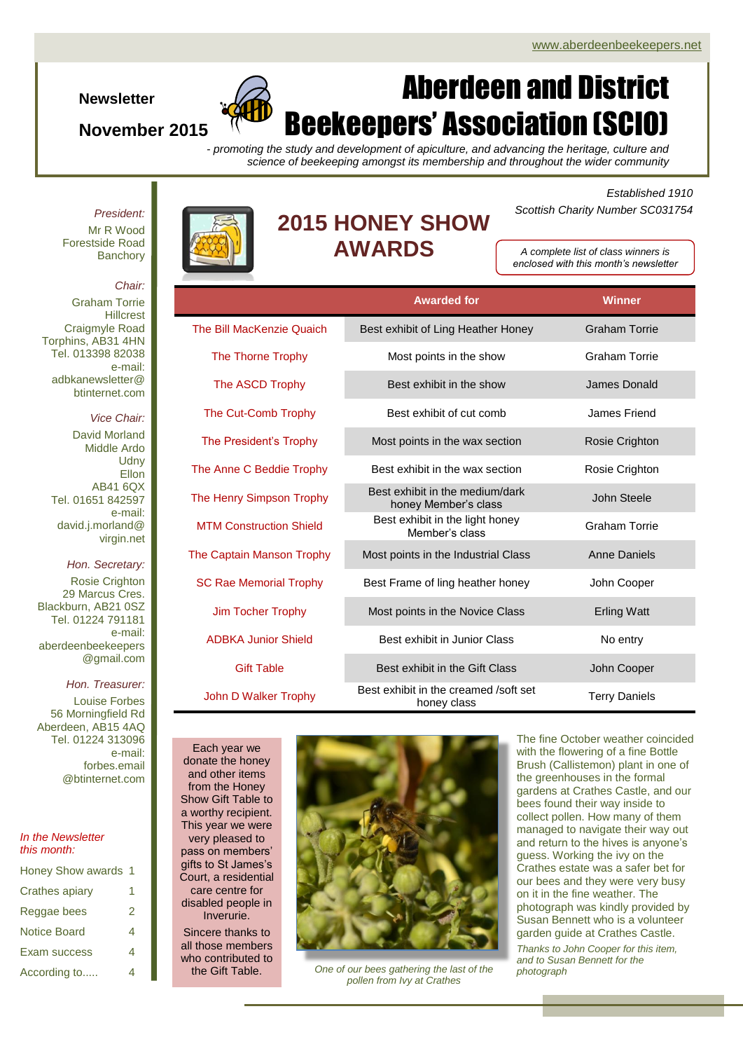www.aberdeenbeekeepers.net

**Newsletter**

**November 2015**

# Aberdeen and District Beekeepers' Association (SCIO)

*- promoting the study and development of apiculture, and advancing the heritage, culture and science of beekeeping amongst its membership and throughout the wider community*

*Established 1910*

*Scottish Charity Number SC031754*

*President:*
Mr R Wood
Forestside Road
Banchory

*Chair:*
Graham Torrie
Hillcrest
Craigmyle Road
Torphins, AB31 4HN
Tel. 013398 82038
e-mail:
adbkanewsletter@btinternet.com

*Vice Chair:*
David Morland
Middle Ardo
Udny
Ellon
AB41 6QX
Tel. 01651 842597
e-mail:
david.j.morland@virgin.net

*Hon. Secretary:*
Rosie Crighton
29 Marcus Cres.
Blackburn, AB21 0SZ
Tel. 01224 791181
e-mail:
aberdeenbeekeepers@gmail.com

*Hon. Treasurer:*
Louise Forbes
56 Morningfield Rd
Aberdeen, AB15 4AQ
Tel. 01224 313096
e-mail:
forbes.email@btinternet.com

*In the Newsletter this month:*

| | |
|---|---|
| Honey Show awards | 1 |
| Crathes apiary | 1 |
| Reggae bees | 2 |
| Notice Board | 4 |
| Exam success | 4 |
| According to..... | 4 |

## 2015 HONEY SHOW AWARDS

*A complete list of class winners is enclosed with this month's newsletter*

| | Awarded for | Winner |
|---|---|---|
| The Bill MacKenzie Quaich | Best exhibit of Ling Heather Honey | Graham Torrie |
| The Thorne Trophy | Most points in the show | Graham Torrie |
| The ASCD Trophy | Best exhibit in the show | James Donald |
| The Cut-Comb Trophy | Best exhibit of cut comb | James Friend |
| The President's Trophy | Most points in the wax section | Rosie Crighton |
| The Anne C Beddie Trophy | Best exhibit in the wax section | Rosie Crighton |
| The Henry Simpson Trophy | Best exhibit in the medium/dark honey Member's class | John Steele |
| MTM Construction Shield | Best exhibit in the light honey Member's class | Graham Torrie |
| The Captain Manson Trophy | Most points in the Industrial Class | Anne Daniels |
| SC Rae Memorial Trophy | Best Frame of ling heather honey | John Cooper |
| Jim Tocher Trophy | Most points in the Novice Class | Erling Watt |
| ADBKA Junior Shield | Best exhibit in Junior Class | No entry |
| Gift Table | Best exhibit in the Gift Class | John Cooper |
| John D Walker Trophy | Best exhibit in the creamed /soft set honey class | Terry Daniels |

Each year we donate the honey and other items from the Honey Show Gift Table to a worthy recipient. This year we were very pleased to pass on members' gifts to St James's Court, a residential care centre for disabled people in Inverurie.

Sincere thanks to all those members who contributed to the Gift Table.

*One of our bees gathering the last of the pollen from Ivy at Crathes*

The fine October weather coincided with the flowering of a fine Bottle Brush (Callistemon) plant in one of the greenhouses in the formal gardens at Crathes Castle, and our bees found their way inside to collect pollen. How many of them managed to navigate their way out and return to the hives is anyone's guess. Working the ivy on the Crathes estate was a safer bet for our bees and they were very busy on it in the fine weather. The photograph was kindly provided by Susan Bennett who is a volunteer garden guide at Crathes Castle.

*Thanks to John Cooper for this item, and to Susan Bennett for the photograph*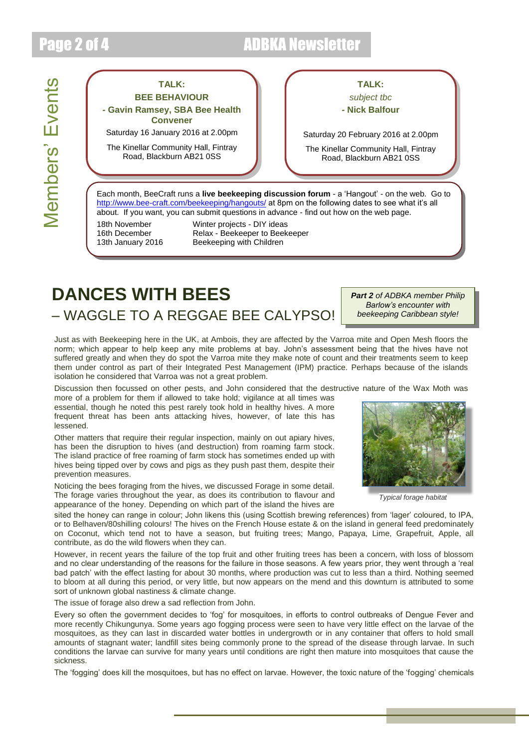# Members' Events

**TALK:**
**BEE BEHAVIOUR**
**- Gavin Ramsey, SBA Bee Health Convener**

Saturday 16 January 2016 at 2.00pm

The Kinellar Community Hall, Fintray Road, Blackburn AB21 0SS

**TALK:**
*subject tbc*
**- Nick Balfour**

Saturday 20 February 2016 at 2.00pm

The Kinellar Community Hall, Fintray Road, Blackburn AB21 0SS

Each month, BeeCraft runs a **live beekeeping discussion forum** - a 'Hangout' - on the web. Go to http://www.bee-craft.com/beekeeping/hangouts/ at 8pm on the following dates to see what it's all about. If you want, you can submit questions in advance - find out how on the web page.

| | |
|---|---|
| 18th November | Winter projects - DIY ideas |
| 16th December | Relax - Beekeeper to Beekeeper |
| 13th January 2016 | Beekeeping with Children |

# DANCES WITH BEES
## – WAGGLE TO A REGGAE BEE CALYPSO!

***Part 2** of ADBKA member Philip Barlow's encounter with beekeeping Caribbean style!*

Just as with Beekeeping here in the UK, at Ambois, they are affected by the Varroa mite and Open Mesh floors the norm; which appear to help keep any mite problems at bay. John's assessment being that the hives have not suffered greatly and when they do spot the Varroa mite they make note of count and their treatments seem to keep them under control as part of their Integrated Pest Management (IPM) practice. Perhaps because of the islands isolation he considered that Varroa was not a great problem.

Discussion then focussed on other pests, and John considered that the destructive nature of the Wax Moth was more of a problem for them if allowed to take hold; vigilance at all times was essential, though he noted this pest rarely took hold in healthy hives. A more frequent threat has been ants attacking hives, however, of late this has lessened.

Other matters that require their regular inspection, mainly on out apiary hives, has been the disruption to hives (and destruction) from roaming farm stock. The island practice of free roaming of farm stock has sometimes ended up with hives being tipped over by cows and pigs as they push past them, despite their prevention measures.

*Typical forage habitat*

Noticing the bees foraging from the hives, we discussed Forage in some detail. The forage varies throughout the year, as does its contribution to flavour and appearance of the honey. Depending on which part of the island the hives are sited the honey can range in colour; John likens this (using Scottish brewing references) from 'lager' coloured, to IPA, or to Belhaven/80shilling colours! The hives on the French House estate & on the island in general feed predominately on Coconut, which tend not to have a season, but fruiting trees; Mango, Papaya, Lime, Grapefruit, Apple, all contribute, as do the wild flowers when they can.

However, in recent years the failure of the top fruit and other fruiting trees has been a concern, with loss of blossom and no clear understanding of the reasons for the failure in those seasons. A few years prior, they went through a 'real bad patch' with the effect lasting for about 30 months, where production was cut to less than a third. Nothing seemed to bloom at all during this period, or very little, but now appears on the mend and this downturn is attributed to some sort of unknown global nastiness & climate change.

The issue of forage also drew a sad reflection from John.

Every so often the government decides to 'fog' for mosquitoes, in efforts to control outbreaks of Dengue Fever and more recently Chikungunya. Some years ago fogging process were seen to have very little effect on the larvae of the mosquitoes, as they can last in discarded water bottles in undergrowth or in any container that offers to hold small amounts of stagnant water; landfill sites being commonly prone to the spread of the disease through larvae. In such conditions the larvae can survive for many years until conditions are right then mature into mosquitoes that cause the sickness.

The 'fogging' does kill the mosquitoes, but has no effect on larvae. However, the toxic nature of the 'fogging' chemicals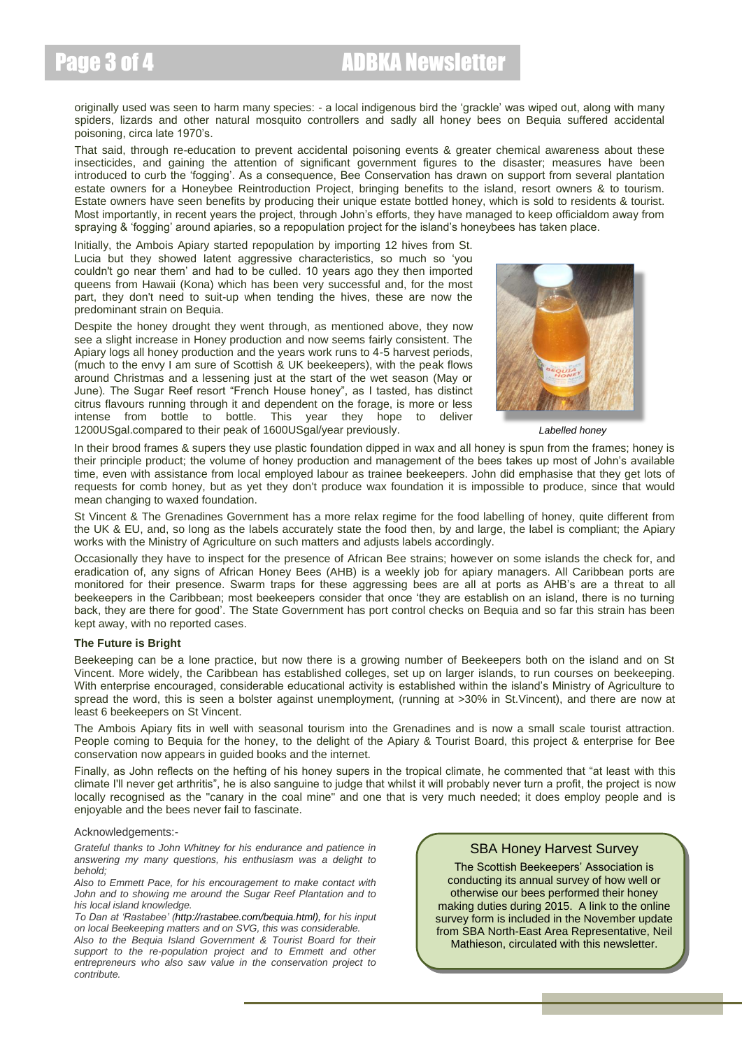originally used was seen to harm many species: - a local indigenous bird the 'grackle' was wiped out, along with many spiders, lizards and other natural mosquito controllers and sadly all honey bees on Bequia suffered accidental poisoning, circa late 1970's.

That said, through re-education to prevent accidental poisoning events & greater chemical awareness about these insecticides, and gaining the attention of significant government figures to the disaster; measures have been introduced to curb the 'fogging'. As a consequence, Bee Conservation has drawn on support from several plantation estate owners for a Honeybee Reintroduction Project, bringing benefits to the island, resort owners & to tourism. Estate owners have seen benefits by producing their unique estate bottled honey, which is sold to residents & tourist. Most importantly, in recent years the project, through John's efforts, they have managed to keep officialdom away from spraying & 'fogging' around apiaries, so a repopulation project for the island's honeybees has taken place.

Initially, the Ambois Apiary started repopulation by importing 12 hives from St. Lucia but they showed latent aggressive characteristics, so much so 'you couldn't go near them' and had to be culled. 10 years ago they then imported queens from Hawaii (Kona) which has been very successful and, for the most part, they don't need to suit-up when tending the hives, these are now the predominant strain on Bequia.

Despite the honey drought they went through, as mentioned above, they now see a slight increase in Honey production and now seems fairly consistent. The Apiary logs all honey production and the years work runs to 4-5 harvest periods, (much to the envy I am sure of Scottish & UK beekeepers), with the peak flows around Christmas and a lessening just at the start of the wet season (May or June). The Sugar Reef resort "French House honey", as I tasted, has distinct citrus flavours running through it and dependent on the forage, is more or less intense from bottle to bottle. This year they hope to deliver 1200USgal.compared to their peak of 1600USgal/year previously.

*Labelled honey*

In their brood frames & supers they use plastic foundation dipped in wax and all honey is spun from the frames; honey is their principle product; the volume of honey production and management of the bees takes up most of John's available time, even with assistance from local employed labour as trainee beekeepers. John did emphasise that they get lots of requests for comb honey, but as yet they don't produce wax foundation it is impossible to produce, since that would mean changing to waxed foundation.

St Vincent & The Grenadines Government has a more relax regime for the food labelling of honey, quite different from the UK & EU, and, so long as the labels accurately state the food then, by and large, the label is compliant; the Apiary works with the Ministry of Agriculture on such matters and adjusts labels accordingly.

Occasionally they have to inspect for the presence of African Bee strains; however on some islands the check for, and eradication of, any signs of African Honey Bees (AHB) is a weekly job for apiary managers. All Caribbean ports are monitored for their presence. Swarm traps for these aggressing bees are all at ports as AHB's are a threat to all beekeepers in the Caribbean; most beekeepers consider that once 'they are establish on an island, there is no turning back, they are there for good'. The State Government has port control checks on Bequia and so far this strain has been kept away, with no reported cases.

**The Future is Bright**

Beekeeping can be a lone practice, but now there is a growing number of Beekeepers both on the island and on St Vincent. More widely, the Caribbean has established colleges, set up on larger islands, to run courses on beekeeping. With enterprise encouraged, considerable educational activity is established within the island's Ministry of Agriculture to spread the word, this is seen a bolster against unemployment, (running at >30% in St.Vincent), and there are now at least 6 beekeepers on St Vincent.

The Ambois Apiary fits in well with seasonal tourism into the Grenadines and is now a small scale tourist attraction. People coming to Bequia for the honey, to the delight of the Apiary & Tourist Board, this project & enterprise for Bee conservation now appears in guided books and the internet.

Finally, as John reflects on the hefting of his honey supers in the tropical climate, he commented that "at least with this climate I'll never get arthritis", he is also sanguine to judge that whilst it will probably never turn a profit, the project is now locally recognised as the "canary in the coal mine" and one that is very much needed; it does employ people and is enjoyable and the bees never fail to fascinate.

Acknowledgements:-

*Grateful thanks to John Whitney for his endurance and patience in answering my many questions, his enthusiasm was a delight to behold;*

*Also to Emmett Pace, for his encouragement to make contact with John and to showing me around the Sugar Reef Plantation and to his local island knowledge.*

*To Dan at 'Rastabee' (http://rastabee.com/bequia.html), for his input on local Beekeeping matters and on SVG, this was considerable.*

*Also to the Bequia Island Government & Tourist Board for their support to the re-population project and to Emmett and other entrepreneurs who also saw value in the conservation project to contribute.*

## SBA Honey Harvest Survey

The Scottish Beekeepers' Association is conducting its annual survey of how well or otherwise our bees performed their honey making duties during 2015. A link to the online survey form is included in the November update from SBA North-East Area Representative, Neil Mathieson, circulated with this newsletter.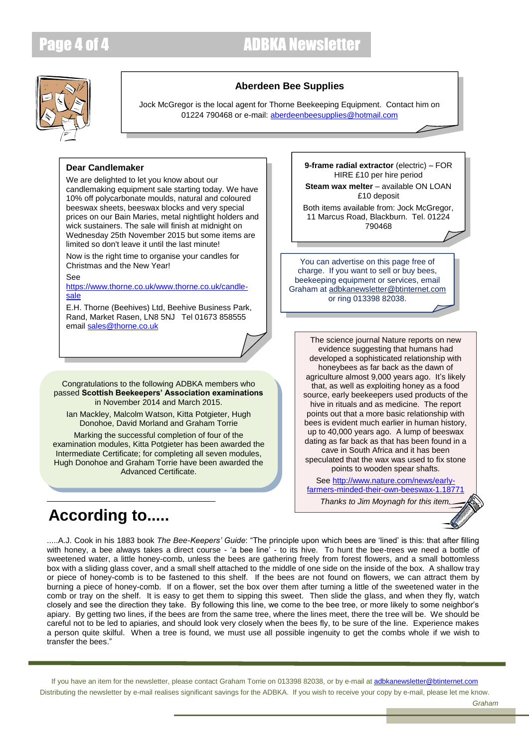## Aberdeen Bee Supplies

Jock McGregor is the local agent for Thorne Beekeeping Equipment. Contact him on 01224 790468 or e-mail: aberdeenbeesupplies@hotmail.com

### Dear Candlemaker

We are delighted to let you know about our candlemaking equipment sale starting today. We have 10% off polycarbonate moulds, natural and coloured beeswax sheets, beeswax blocks and very special prices on our Bain Maries, metal nightlight holders and wick sustainers. The sale will finish at midnight on Wednesday 25th November 2015 but some items are limited so don't leave it until the last minute!

Now is the right time to organise your candles for Christmas and the New Year!

See
https://www.thorne.co.uk/www.thorne.co.uk/candle-sale

E.H. Thorne (Beehives) Ltd, Beehive Business Park, Rand, Market Rasen, LN8 5NJ Tel 01673 858555 email sales@thorne.co.uk

Congratulations to the following ADBKA members who passed **Scottish Beekeepers' Association examinations** in November 2014 and March 2015.

Ian Mackley, Malcolm Watson, Kitta Potgieter, Hugh Donohoe, David Morland and Graham Torrie

Marking the successful completion of four of the examination modules, Kitta Potgieter has been awarded the Intermediate Certificate; for completing all seven modules, Hugh Donohoe and Graham Torrie have been awarded the Advanced Certificate.

**9-frame radial extractor** (electric) – FOR HIRE £10 per hire period

**Steam wax melter** – available ON LOAN £10 deposit

Both items available from: Jock McGregor, 11 Marcus Road, Blackburn. Tel. 01224 790468

You can advertise on this page free of charge. If you want to sell or buy bees, beekeeping equipment or services, email Graham at adbkanewsletter@btinternet.com or ring 013398 82038.

The science journal Nature reports on new evidence suggesting that humans had developed a sophisticated relationship with honeybees as far back as the dawn of agriculture almost 9,000 years ago. It's likely that, as well as exploiting honey as a food source, early beekeepers used products of the hive in rituals and as medicine. The report points out that a more basic relationship with bees is evident much earlier in human history, up to 40,000 years ago. A lump of beeswax dating as far back as that has been found in a cave in South Africa and it has been speculated that the wax was used to fix stone points to wooden spear shafts.

See http://www.nature.com/news/early-farmers-minded-their-own-beeswax-1.18771

*Thanks to Jim Moynagh for this item.*

# According to.....

.....A.J. Cook in his 1883 book *The Bee-Keepers' Guide*: "The principle upon which bees are 'lined' is this: that after filling with honey, a bee always takes a direct course - 'a bee line' - to its hive. To hunt the bee-trees we need a bottle of sweetened water, a little honey-comb, unless the bees are gathering freely from forest flowers, and a small bottomless box with a sliding glass cover, and a small shelf attached to the middle of one side on the inside of the box. A shallow tray or piece of honey-comb is to be fastened to this shelf. If the bees are not found on flowers, we can attract them by burning a piece of honey-comb. If on a flower, set the box over them after turning a little of the sweetened water in the comb or tray on the shelf. It is easy to get them to sipping this sweet. Then slide the glass, and when they fly, watch closely and see the direction they take. By following this line, we come to the bee tree, or more likely to some neighbor's apiary. By getting two lines, if the bees are from the same tree, where the lines meet, there the tree will be. We should be careful not to be led to apiaries, and should look very closely when the bees fly, to be sure of the line. Experience makes a person quite skilful. When a tree is found, we must use all possible ingenuity to get the combs whole if we wish to transfer the bees."

If you have an item for the newsletter, please contact Graham Torrie on 013398 82038, or by e-mail at adbkanewsletter@btinternet.com

Distributing the newsletter by e-mail realises significant savings for the ADBKA. If you wish to receive your copy by e-mail, please let me know.

*Graham*